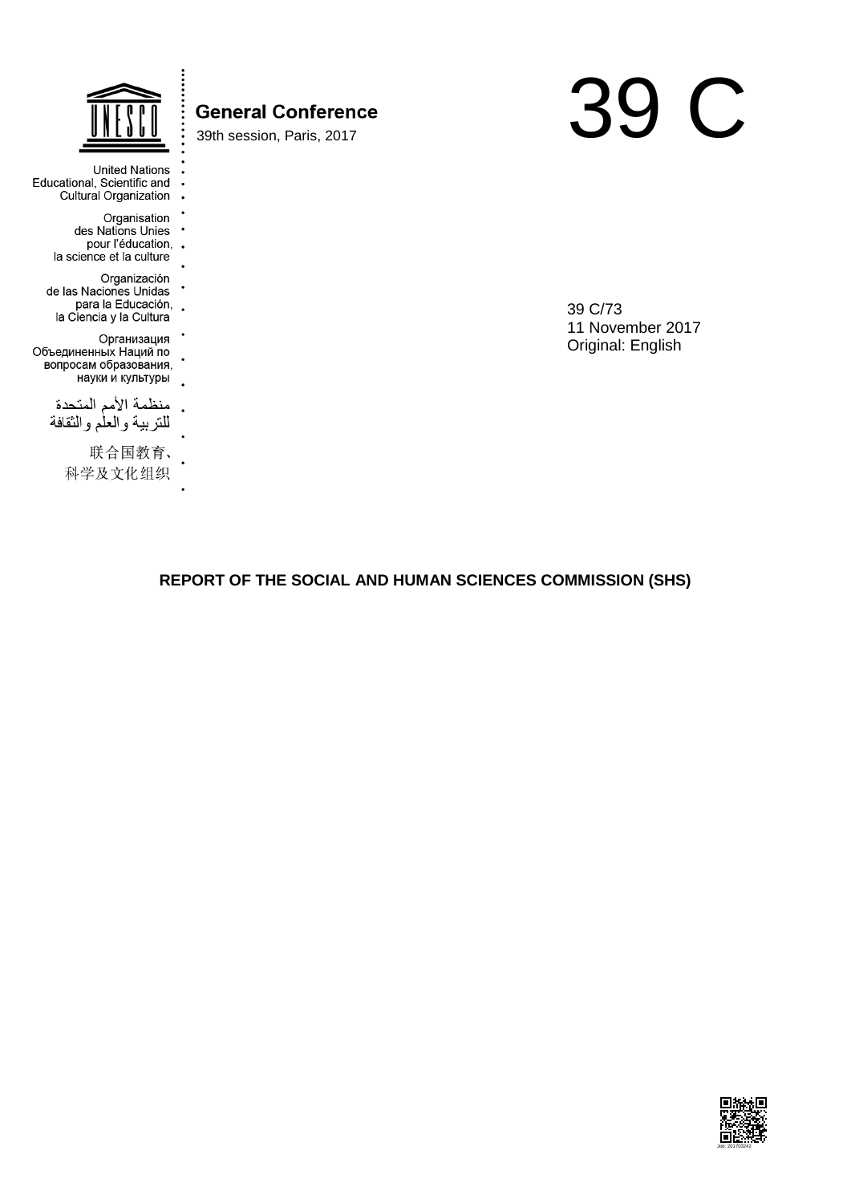United Nations
Educational, Scientific and
Cultural Organization

Organisation
des Nations Unies
pour l'éducation,
la science et la culture

Organización
de las Naciones Unidas
para la Educación,
la Ciencia y la Cultura

Организация
Объединенных Наций по
вопросам образования,
науки и культуры

منظمة الأمم المتحدة
للتربية والعلم والثقافة

联合国教育、
科学及文化组织

**General Conference**

39th session, Paris, 2017

# 39 C

39 C/73
11 November 2017
Original: English

**REPORT OF THE SOCIAL AND HUMAN SCIENCES COMMISSION (SHS)**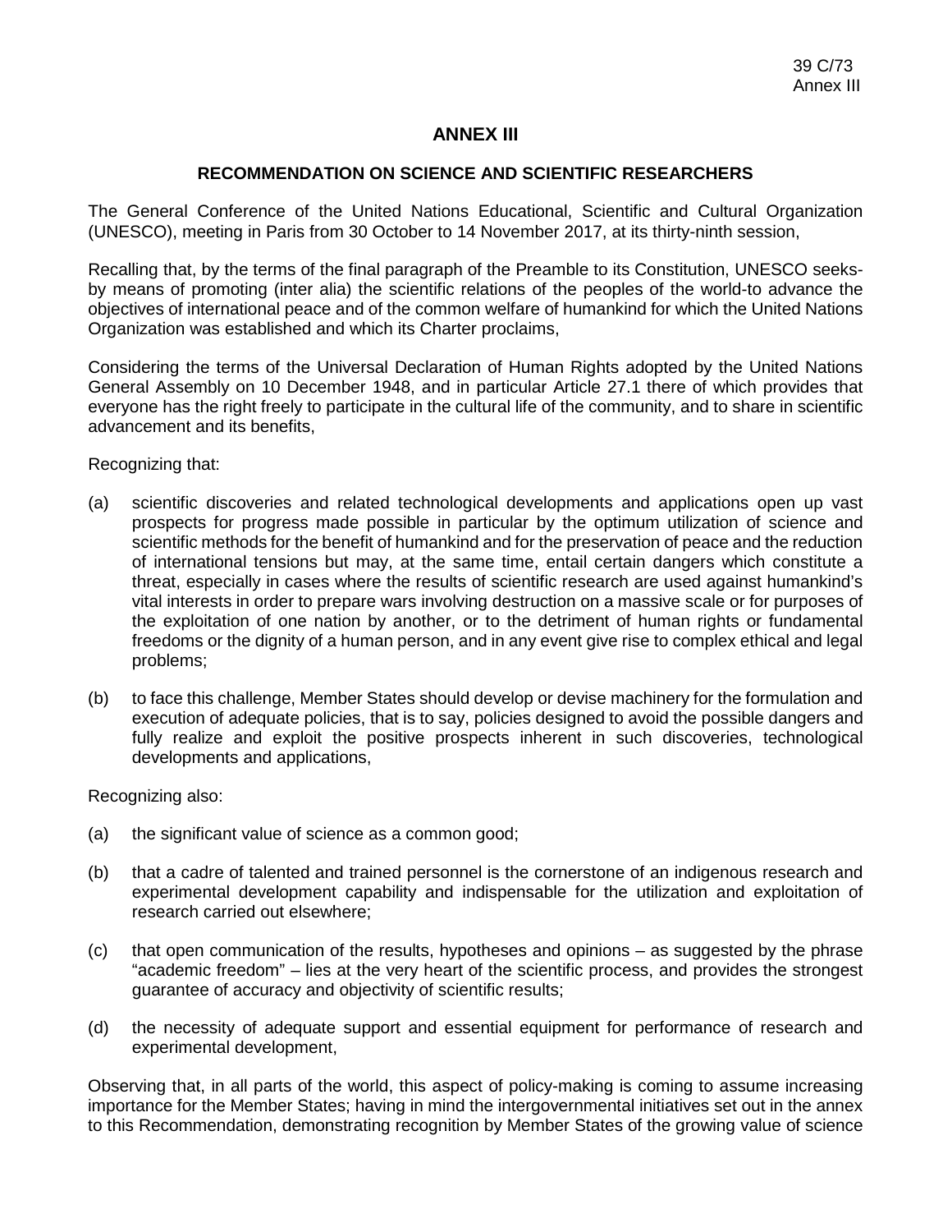# ANNEX III

## RECOMMENDATION ON SCIENCE AND SCIENTIFIC RESEARCHERS

The General Conference of the United Nations Educational, Scientific and Cultural Organization (UNESCO), meeting in Paris from 30 October to 14 November 2017, at its thirty-ninth session,

Recalling that, by the terms of the final paragraph of the Preamble to its Constitution, UNESCO seeks- by means of promoting (inter alia) the scientific relations of the peoples of the world-to advance the objectives of international peace and of the common welfare of humankind for which the United Nations Organization was established and which its Charter proclaims,

Considering the terms of the Universal Declaration of Human Rights adopted by the United Nations General Assembly on 10 December 1948, and in particular Article 27.1 there of which provides that everyone has the right freely to participate in the cultural life of the community, and to share in scientific advancement and its benefits,

Recognizing that:

(a) scientific discoveries and related technological developments and applications open up vast prospects for progress made possible in particular by the optimum utilization of science and scientific methods for the benefit of humankind and for the preservation of peace and the reduction of international tensions but may, at the same time, entail certain dangers which constitute a threat, especially in cases where the results of scientific research are used against humankind's vital interests in order to prepare wars involving destruction on a massive scale or for purposes of the exploitation of one nation by another, or to the detriment of human rights or fundamental freedoms or the dignity of a human person, and in any event give rise to complex ethical and legal problems;

(b) to face this challenge, Member States should develop or devise machinery for the formulation and execution of adequate policies, that is to say, policies designed to avoid the possible dangers and fully realize and exploit the positive prospects inherent in such discoveries, technological developments and applications,

Recognizing also:

(a) the significant value of science as a common good;

(b) that a cadre of talented and trained personnel is the cornerstone of an indigenous research and experimental development capability and indispensable for the utilization and exploitation of research carried out elsewhere;

(c) that open communication of the results, hypotheses and opinions – as suggested by the phrase "academic freedom" – lies at the very heart of the scientific process, and provides the strongest guarantee of accuracy and objectivity of scientific results;

(d) the necessity of adequate support and essential equipment for performance of research and experimental development,

Observing that, in all parts of the world, this aspect of policy-making is coming to assume increasing importance for the Member States; having in mind the intergovernmental initiatives set out in the annex to this Recommendation, demonstrating recognition by Member States of the growing value of science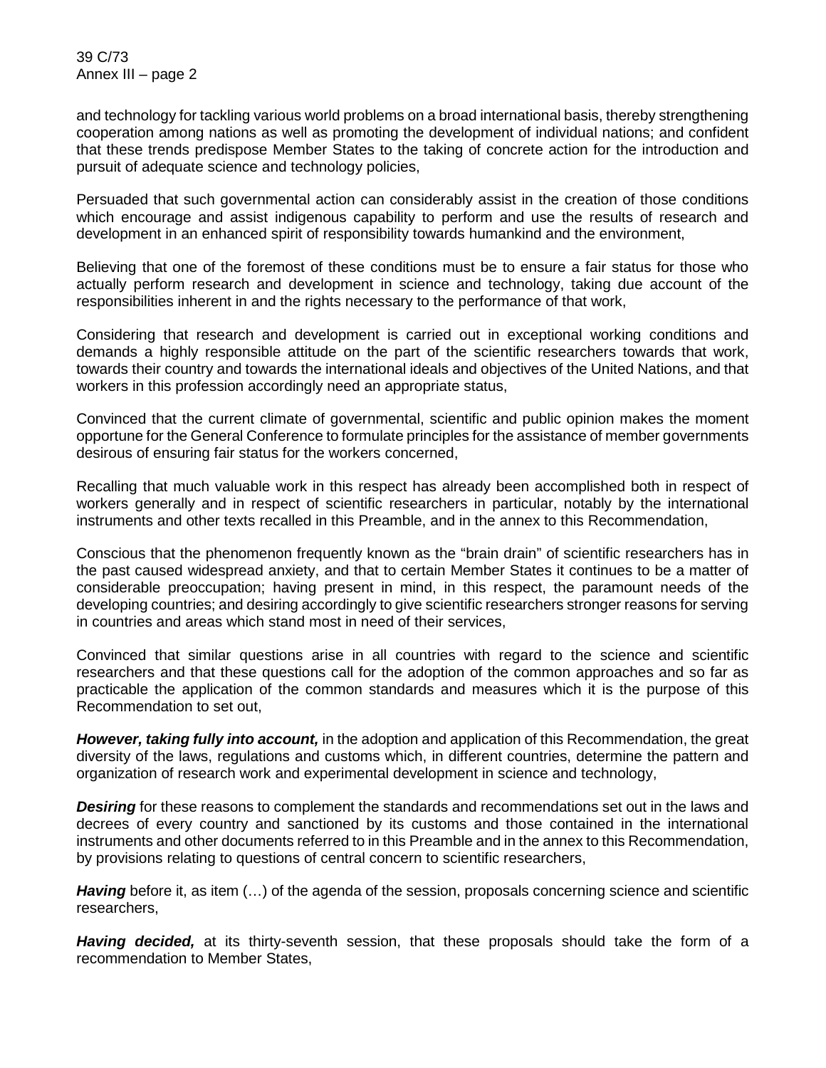and technology for tackling various world problems on a broad international basis, thereby strengthening cooperation among nations as well as promoting the development of individual nations; and confident that these trends predispose Member States to the taking of concrete action for the introduction and pursuit of adequate science and technology policies,

Persuaded that such governmental action can considerably assist in the creation of those conditions which encourage and assist indigenous capability to perform and use the results of research and development in an enhanced spirit of responsibility towards humankind and the environment,

Believing that one of the foremost of these conditions must be to ensure a fair status for those who actually perform research and development in science and technology, taking due account of the responsibilities inherent in and the rights necessary to the performance of that work,

Considering that research and development is carried out in exceptional working conditions and demands a highly responsible attitude on the part of the scientific researchers towards that work, towards their country and towards the international ideals and objectives of the United Nations, and that workers in this profession accordingly need an appropriate status,

Convinced that the current climate of governmental, scientific and public opinion makes the moment opportune for the General Conference to formulate principles for the assistance of member governments desirous of ensuring fair status for the workers concerned,

Recalling that much valuable work in this respect has already been accomplished both in respect of workers generally and in respect of scientific researchers in particular, notably by the international instruments and other texts recalled in this Preamble, and in the annex to this Recommendation,

Conscious that the phenomenon frequently known as the "brain drain" of scientific researchers has in the past caused widespread anxiety, and that to certain Member States it continues to be a matter of considerable preoccupation; having present in mind, in this respect, the paramount needs of the developing countries; and desiring accordingly to give scientific researchers stronger reasons for serving in countries and areas which stand most in need of their services,

Convinced that similar questions arise in all countries with regard to the science and scientific researchers and that these questions call for the adoption of the common approaches and so far as practicable the application of the common standards and measures which it is the purpose of this Recommendation to set out,

***However, taking fully into account,*** in the adoption and application of this Recommendation, the great diversity of the laws, regulations and customs which, in different countries, determine the pattern and organization of research work and experimental development in science and technology,

***Desiring*** for these reasons to complement the standards and recommendations set out in the laws and decrees of every country and sanctioned by its customs and those contained in the international instruments and other documents referred to in this Preamble and in the annex to this Recommendation, by provisions relating to questions of central concern to scientific researchers,

***Having*** before it, as item (…) of the agenda of the session, proposals concerning science and scientific researchers,

***Having decided,*** at its thirty-seventh session, that these proposals should take the form of a recommendation to Member States,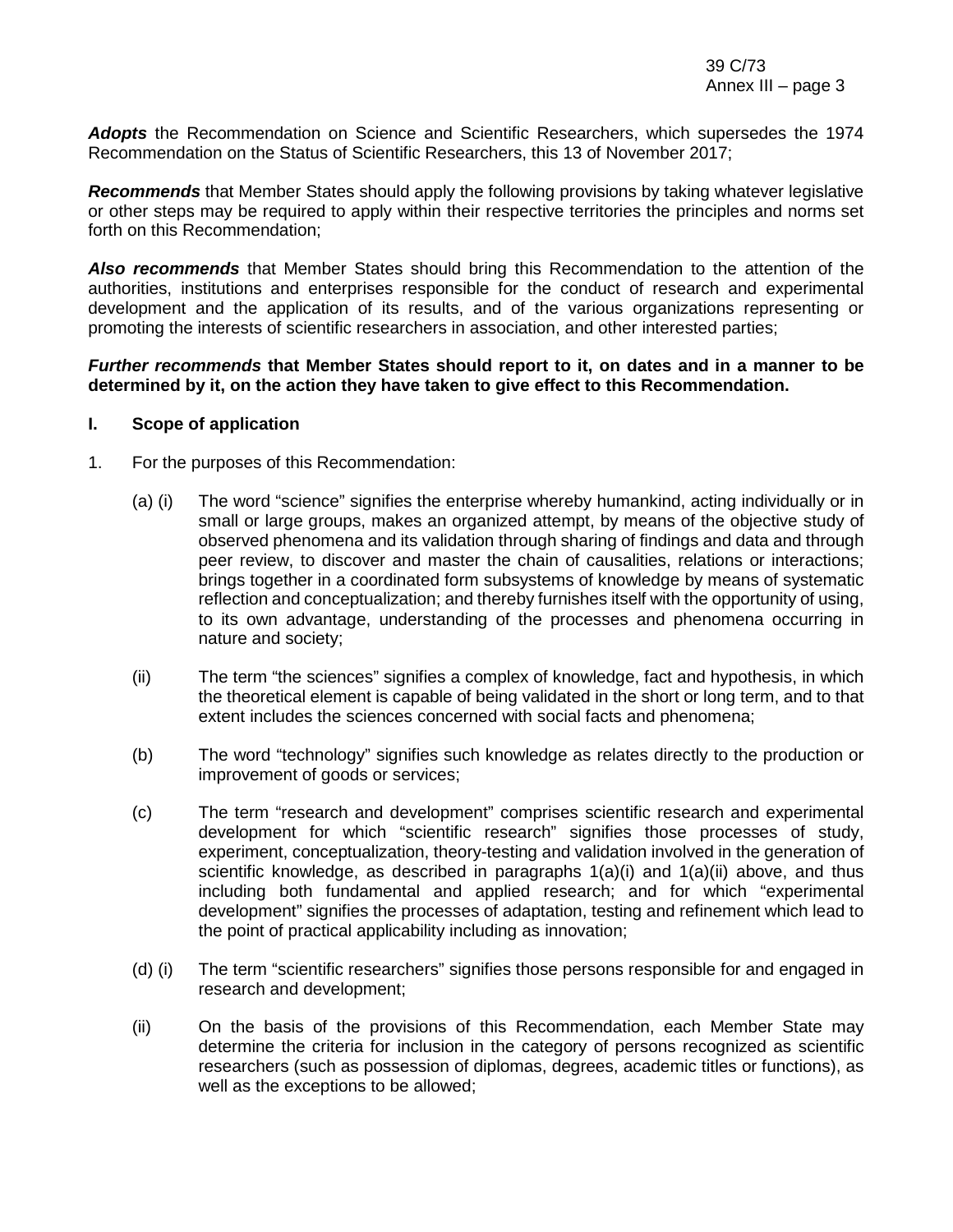***Adopts*** the Recommendation on Science and Scientific Researchers, which supersedes the 1974 Recommendation on the Status of Scientific Researchers, this 13 of November 2017;

***Recommends*** that Member States should apply the following provisions by taking whatever legislative or other steps may be required to apply within their respective territories the principles and norms set forth on this Recommendation;

***Also recommends*** that Member States should bring this Recommendation to the attention of the authorities, institutions and enterprises responsible for the conduct of research and experimental development and the application of its results, and of the various organizations representing or promoting the interests of scientific researchers in association, and other interested parties;

***Further recommends*** **that Member States should report to it, on dates and in a manner to be determined by it, on the action they have taken to give effect to this Recommendation.**

## I. Scope of application

1. For the purposes of this Recommendation:

(a) (i) The word "science" signifies the enterprise whereby humankind, acting individually or in small or large groups, makes an organized attempt, by means of the objective study of observed phenomena and its validation through sharing of findings and data and through peer review, to discover and master the chain of causalities, relations or interactions; brings together in a coordinated form subsystems of knowledge by means of systematic reflection and conceptualization; and thereby furnishes itself with the opportunity of using, to its own advantage, understanding of the processes and phenomena occurring in nature and society;

(ii) The term "the sciences" signifies a complex of knowledge, fact and hypothesis, in which the theoretical element is capable of being validated in the short or long term, and to that extent includes the sciences concerned with social facts and phenomena;

(b) The word "technology" signifies such knowledge as relates directly to the production or improvement of goods or services;

(c) The term "research and development" comprises scientific research and experimental development for which "scientific research" signifies those processes of study, experiment, conceptualization, theory-testing and validation involved in the generation of scientific knowledge, as described in paragraphs 1(a)(i) and 1(a)(ii) above, and thus including both fundamental and applied research; and for which "experimental development" signifies the processes of adaptation, testing and refinement which lead to the point of practical applicability including as innovation;

(d) (i) The term "scientific researchers" signifies those persons responsible for and engaged in research and development;

(ii) On the basis of the provisions of this Recommendation, each Member State may determine the criteria for inclusion in the category of persons recognized as scientific researchers (such as possession of diplomas, degrees, academic titles or functions), as well as the exceptions to be allowed;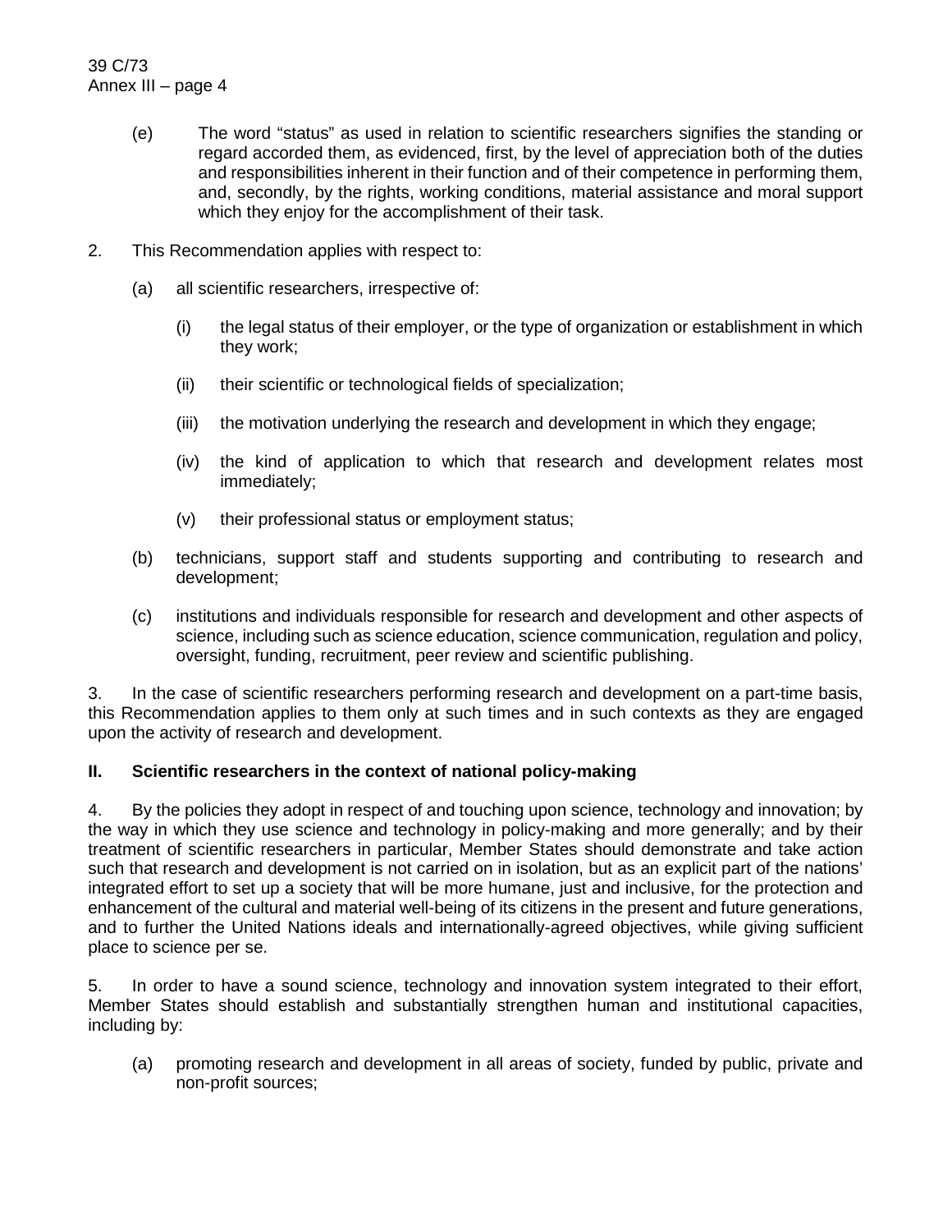(e) The word "status" as used in relation to scientific researchers signifies the standing or regard accorded them, as evidenced, first, by the level of appreciation both of the duties and responsibilities inherent in their function and of their competence in performing them, and, secondly, by the rights, working conditions, material assistance and moral support which they enjoy for the accomplishment of their task.

2. This Recommendation applies with respect to:

(a) all scientific researchers, irrespective of:

(i) the legal status of their employer, or the type of organization or establishment in which they work;

(ii) their scientific or technological fields of specialization;

(iii) the motivation underlying the research and development in which they engage;

(iv) the kind of application to which that research and development relates most immediately;

(v) their professional status or employment status;

(b) technicians, support staff and students supporting and contributing to research and development;

(c) institutions and individuals responsible for research and development and other aspects of science, including such as science education, science communication, regulation and policy, oversight, funding, recruitment, peer review and scientific publishing.

3. In the case of scientific researchers performing research and development on a part-time basis, this Recommendation applies to them only at such times and in such contexts as they are engaged upon the activity of research and development.

## II. Scientific researchers in the context of national policy-making

4. By the policies they adopt in respect of and touching upon science, technology and innovation; by the way in which they use science and technology in policy-making and more generally; and by their treatment of scientific researchers in particular, Member States should demonstrate and take action such that research and development is not carried on in isolation, but as an explicit part of the nations' integrated effort to set up a society that will be more humane, just and inclusive, for the protection and enhancement of the cultural and material well-being of its citizens in the present and future generations, and to further the United Nations ideals and internationally-agreed objectives, while giving sufficient place to science per se.

5. In order to have a sound science, technology and innovation system integrated to their effort, Member States should establish and substantially strengthen human and institutional capacities, including by:

(a) promoting research and development in all areas of society, funded by public, private and non-profit sources;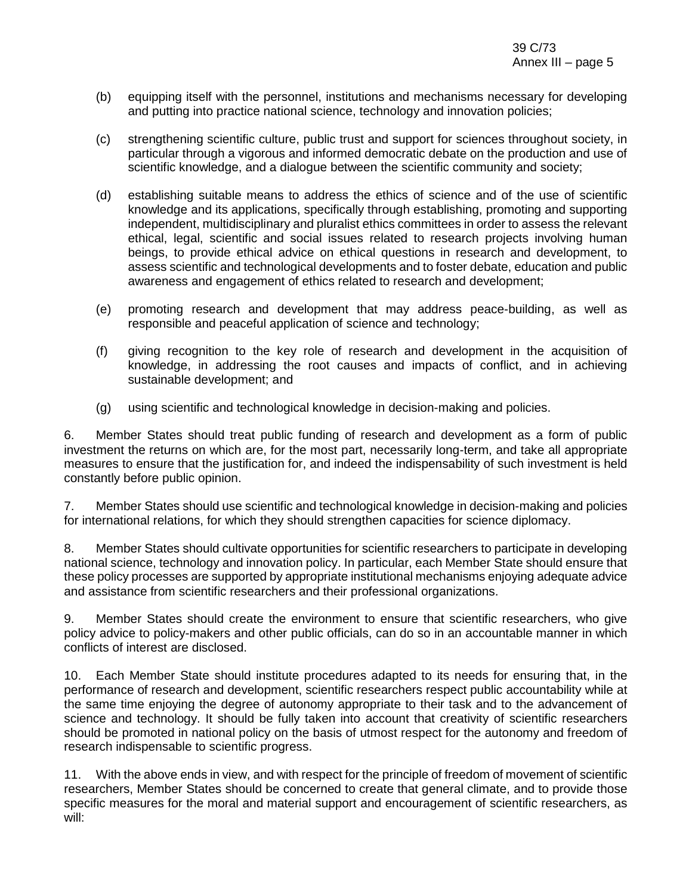(b) equipping itself with the personnel, institutions and mechanisms necessary for developing and putting into practice national science, technology and innovation policies;

(c) strengthening scientific culture, public trust and support for sciences throughout society, in particular through a vigorous and informed democratic debate on the production and use of scientific knowledge, and a dialogue between the scientific community and society;

(d) establishing suitable means to address the ethics of science and of the use of scientific knowledge and its applications, specifically through establishing, promoting and supporting independent, multidisciplinary and pluralist ethics committees in order to assess the relevant ethical, legal, scientific and social issues related to research projects involving human beings, to provide ethical advice on ethical questions in research and development, to assess scientific and technological developments and to foster debate, education and public awareness and engagement of ethics related to research and development;

(e) promoting research and development that may address peace-building, as well as responsible and peaceful application of science and technology;

(f) giving recognition to the key role of research and development in the acquisition of knowledge, in addressing the root causes and impacts of conflict, and in achieving sustainable development; and

(g) using scientific and technological knowledge in decision-making and policies.

6. Member States should treat public funding of research and development as a form of public investment the returns on which are, for the most part, necessarily long-term, and take all appropriate measures to ensure that the justification for, and indeed the indispensability of such investment is held constantly before public opinion.

7. Member States should use scientific and technological knowledge in decision-making and policies for international relations, for which they should strengthen capacities for science diplomacy.

8. Member States should cultivate opportunities for scientific researchers to participate in developing national science, technology and innovation policy. In particular, each Member State should ensure that these policy processes are supported by appropriate institutional mechanisms enjoying adequate advice and assistance from scientific researchers and their professional organizations.

9. Member States should create the environment to ensure that scientific researchers, who give policy advice to policy-makers and other public officials, can do so in an accountable manner in which conflicts of interest are disclosed.

10. Each Member State should institute procedures adapted to its needs for ensuring that, in the performance of research and development, scientific researchers respect public accountability while at the same time enjoying the degree of autonomy appropriate to their task and to the advancement of science and technology. It should be fully taken into account that creativity of scientific researchers should be promoted in national policy on the basis of utmost respect for the autonomy and freedom of research indispensable to scientific progress.

11. With the above ends in view, and with respect for the principle of freedom of movement of scientific researchers, Member States should be concerned to create that general climate, and to provide those specific measures for the moral and material support and encouragement of scientific researchers, as will: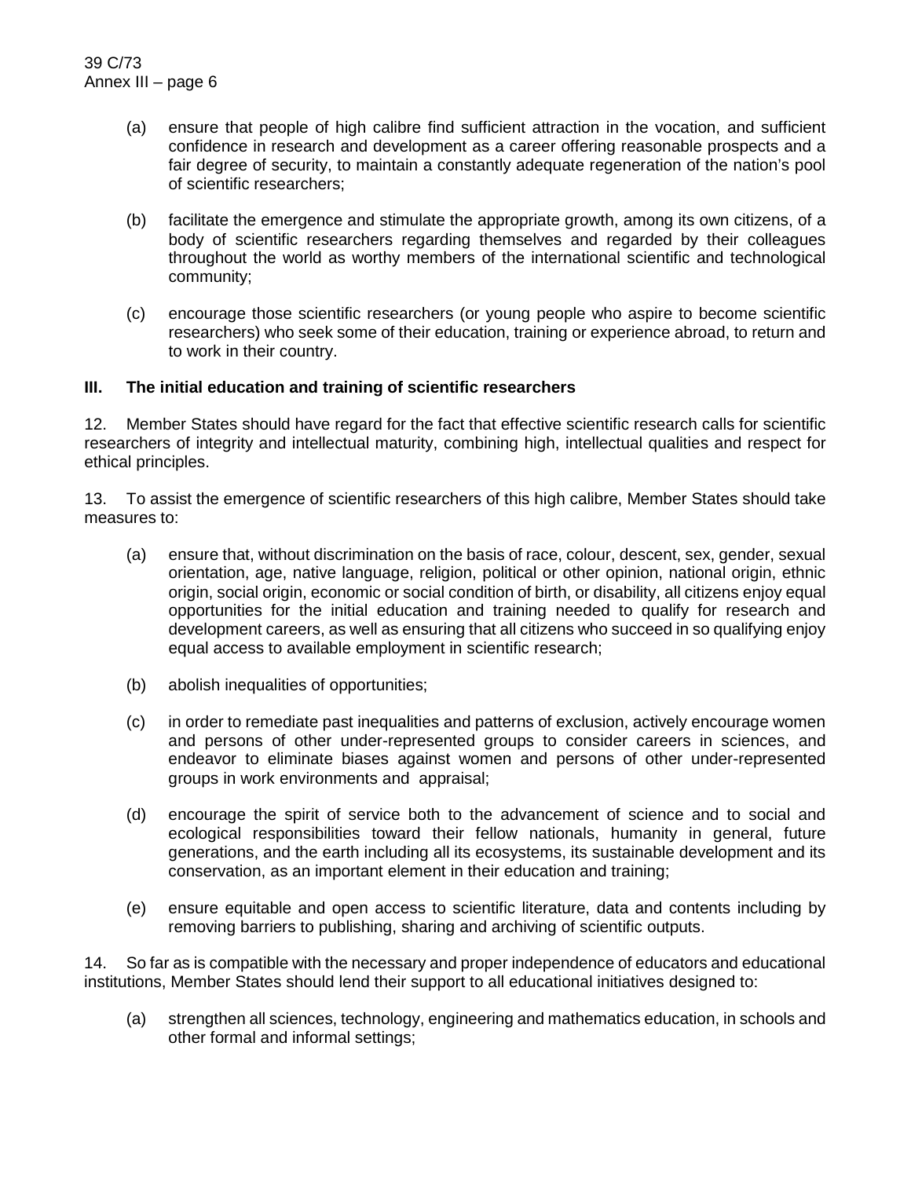(a) ensure that people of high calibre find sufficient attraction in the vocation, and sufficient confidence in research and development as a career offering reasonable prospects and a fair degree of security, to maintain a constantly adequate regeneration of the nation's pool of scientific researchers;

(b) facilitate the emergence and stimulate the appropriate growth, among its own citizens, of a body of scientific researchers regarding themselves and regarded by their colleagues throughout the world as worthy members of the international scientific and technological community;

(c) encourage those scientific researchers (or young people who aspire to become scientific researchers) who seek some of their education, training or experience abroad, to return and to work in their country.

### III. The initial education and training of scientific researchers

12. Member States should have regard for the fact that effective scientific research calls for scientific researchers of integrity and intellectual maturity, combining high, intellectual qualities and respect for ethical principles.

13. To assist the emergence of scientific researchers of this high calibre, Member States should take measures to:

(a) ensure that, without discrimination on the basis of race, colour, descent, sex, gender, sexual orientation, age, native language, religion, political or other opinion, national origin, ethnic origin, social origin, economic or social condition of birth, or disability, all citizens enjoy equal opportunities for the initial education and training needed to qualify for research and development careers, as well as ensuring that all citizens who succeed in so qualifying enjoy equal access to available employment in scientific research;

(b) abolish inequalities of opportunities;

(c) in order to remediate past inequalities and patterns of exclusion, actively encourage women and persons of other under-represented groups to consider careers in sciences, and endeavor to eliminate biases against women and persons of other under-represented groups in work environments and appraisal;

(d) encourage the spirit of service both to the advancement of science and to social and ecological responsibilities toward their fellow nationals, humanity in general, future generations, and the earth including all its ecosystems, its sustainable development and its conservation, as an important element in their education and training;

(e) ensure equitable and open access to scientific literature, data and contents including by removing barriers to publishing, sharing and archiving of scientific outputs.

14. So far as is compatible with the necessary and proper independence of educators and educational institutions, Member States should lend their support to all educational initiatives designed to:

(a) strengthen all sciences, technology, engineering and mathematics education, in schools and other formal and informal settings;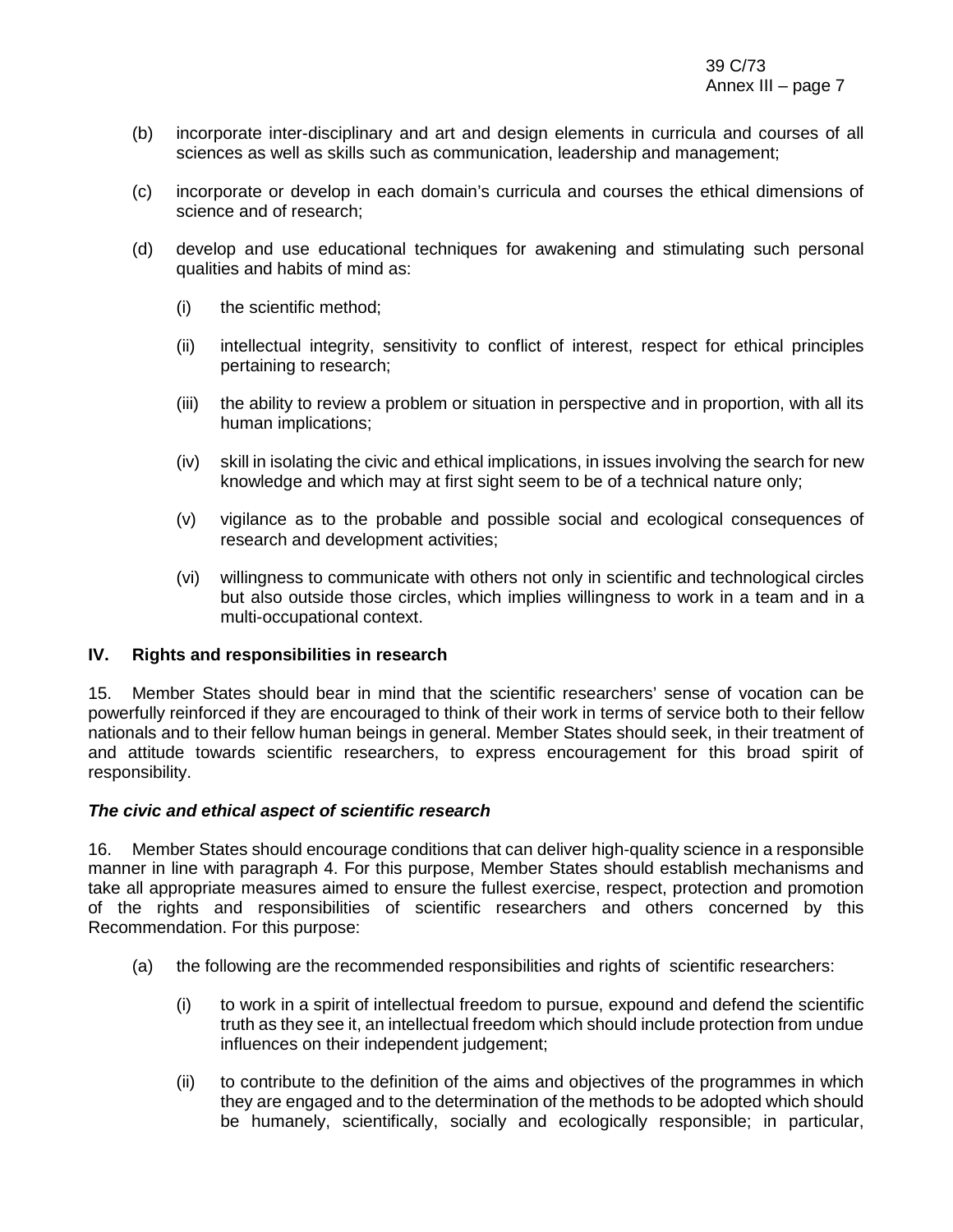(b) incorporate inter-disciplinary and art and design elements in curricula and courses of all sciences as well as skills such as communication, leadership and management;

(c) incorporate or develop in each domain's curricula and courses the ethical dimensions of science and of research;

(d) develop and use educational techniques for awakening and stimulating such personal qualities and habits of mind as:

   (i) the scientific method;

   (ii) intellectual integrity, sensitivity to conflict of interest, respect for ethical principles pertaining to research;

   (iii) the ability to review a problem or situation in perspective and in proportion, with all its human implications;

   (iv) skill in isolating the civic and ethical implications, in issues involving the search for new knowledge and which may at first sight seem to be of a technical nature only;

   (v) vigilance as to the probable and possible social and ecological consequences of research and development activities;

   (vi) willingness to communicate with others not only in scientific and technological circles but also outside those circles, which implies willingness to work in a team and in a multi-occupational context.

## IV. Rights and responsibilities in research

15. Member States should bear in mind that the scientific researchers' sense of vocation can be powerfully reinforced if they are encouraged to think of their work in terms of service both to their fellow nationals and to their fellow human beings in general. Member States should seek, in their treatment of and attitude towards scientific researchers, to express encouragement for this broad spirit of responsibility.

### ***The civic and ethical aspect of scientific research***

16. Member States should encourage conditions that can deliver high-quality science in a responsible manner in line with paragraph 4. For this purpose, Member States should establish mechanisms and take all appropriate measures aimed to ensure the fullest exercise, respect, protection and promotion of the rights and responsibilities of scientific researchers and others concerned by this Recommendation. For this purpose:

(a) the following are the recommended responsibilities and rights of scientific researchers:

   (i) to work in a spirit of intellectual freedom to pursue, expound and defend the scientific truth as they see it, an intellectual freedom which should include protection from undue influences on their independent judgement;

   (ii) to contribute to the definition of the aims and objectives of the programmes in which they are engaged and to the determination of the methods to be adopted which should be humanely, scientifically, socially and ecologically responsible; in particular,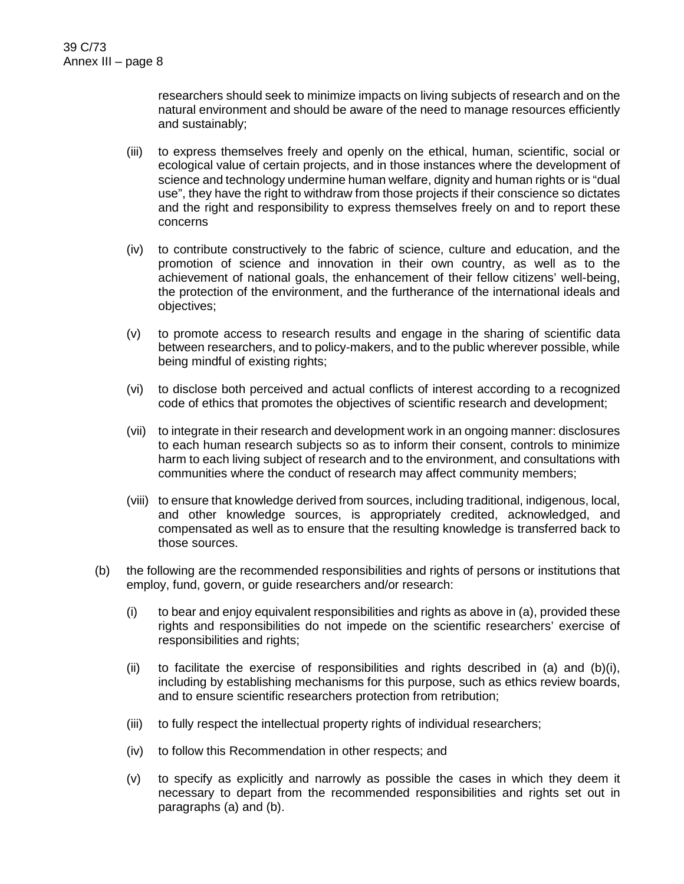researchers should seek to minimize impacts on living subjects of research and on the natural environment and should be aware of the need to manage resources efficiently and sustainably;

(iii) to express themselves freely and openly on the ethical, human, scientific, social or ecological value of certain projects, and in those instances where the development of science and technology undermine human welfare, dignity and human rights or is "dual use", they have the right to withdraw from those projects if their conscience so dictates and the right and responsibility to express themselves freely on and to report these concerns

(iv) to contribute constructively to the fabric of science, culture and education, and the promotion of science and innovation in their own country, as well as to the achievement of national goals, the enhancement of their fellow citizens' well-being, the protection of the environment, and the furtherance of the international ideals and objectives;

(v) to promote access to research results and engage in the sharing of scientific data between researchers, and to policy-makers, and to the public wherever possible, while being mindful of existing rights;

(vi) to disclose both perceived and actual conflicts of interest according to a recognized code of ethics that promotes the objectives of scientific research and development;

(vii) to integrate in their research and development work in an ongoing manner: disclosures to each human research subjects so as to inform their consent, controls to minimize harm to each living subject of research and to the environment, and consultations with communities where the conduct of research may affect community members;

(viii) to ensure that knowledge derived from sources, including traditional, indigenous, local, and other knowledge sources, is appropriately credited, acknowledged, and compensated as well as to ensure that the resulting knowledge is transferred back to those sources.

(b) the following are the recommended responsibilities and rights of persons or institutions that employ, fund, govern, or guide researchers and/or research:

(i) to bear and enjoy equivalent responsibilities and rights as above in (a), provided these rights and responsibilities do not impede on the scientific researchers' exercise of responsibilities and rights;

(ii) to facilitate the exercise of responsibilities and rights described in (a) and (b)(i), including by establishing mechanisms for this purpose, such as ethics review boards, and to ensure scientific researchers protection from retribution;

(iii) to fully respect the intellectual property rights of individual researchers;

(iv) to follow this Recommendation in other respects; and

(v) to specify as explicitly and narrowly as possible the cases in which they deem it necessary to depart from the recommended responsibilities and rights set out in paragraphs (a) and (b).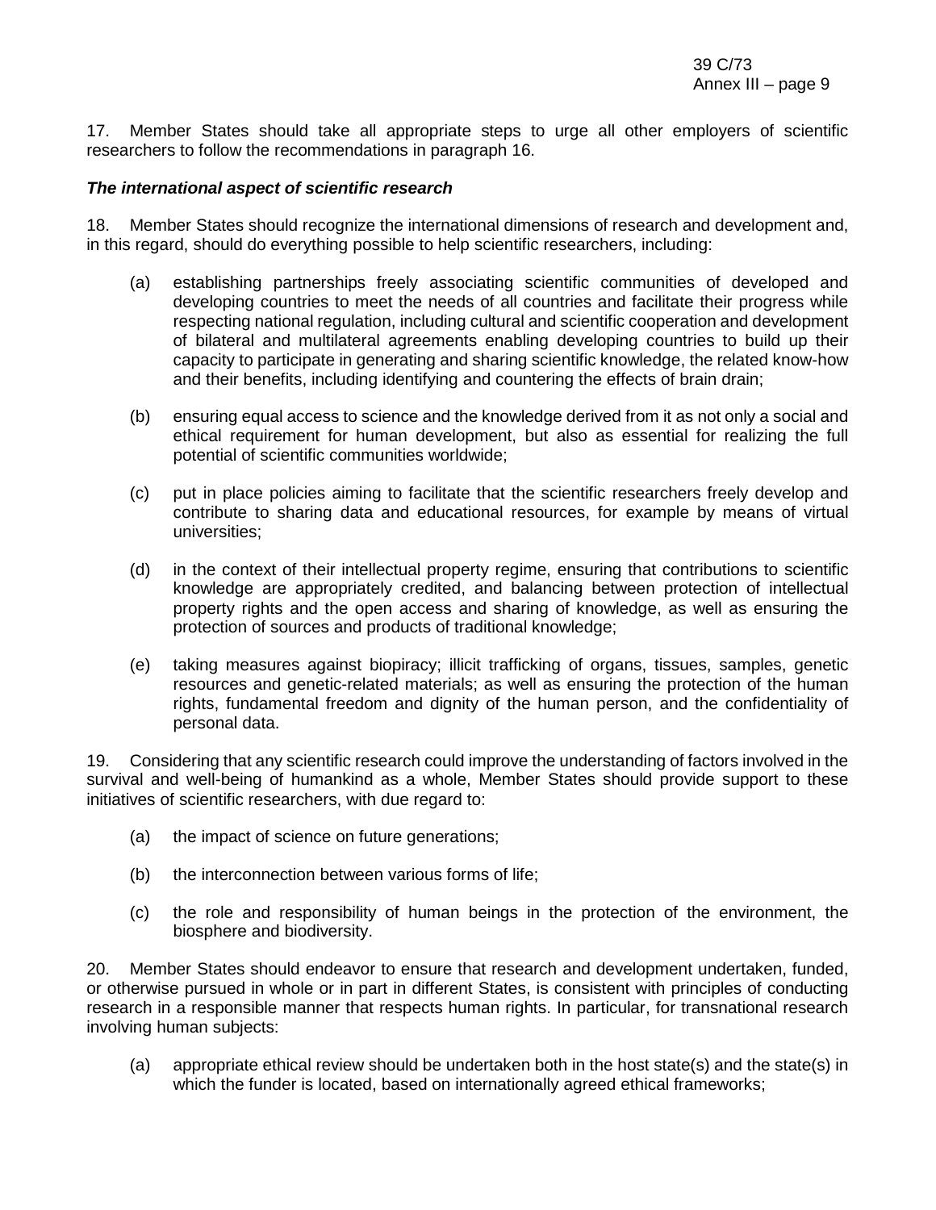17. Member States should take all appropriate steps to urge all other employers of scientific researchers to follow the recommendations in paragraph 16.

***The international aspect of scientific research***

18. Member States should recognize the international dimensions of research and development and, in this regard, should do everything possible to help scientific researchers, including:

(a) establishing partnerships freely associating scientific communities of developed and developing countries to meet the needs of all countries and facilitate their progress while respecting national regulation, including cultural and scientific cooperation and development of bilateral and multilateral agreements enabling developing countries to build up their capacity to participate in generating and sharing scientific knowledge, the related know-how and their benefits, including identifying and countering the effects of brain drain;

(b) ensuring equal access to science and the knowledge derived from it as not only a social and ethical requirement for human development, but also as essential for realizing the full potential of scientific communities worldwide;

(c) put in place policies aiming to facilitate that the scientific researchers freely develop and contribute to sharing data and educational resources, for example by means of virtual universities;

(d) in the context of their intellectual property regime, ensuring that contributions to scientific knowledge are appropriately credited, and balancing between protection of intellectual property rights and the open access and sharing of knowledge, as well as ensuring the protection of sources and products of traditional knowledge;

(e) taking measures against biopiracy; illicit trafficking of organs, tissues, samples, genetic resources and genetic-related materials; as well as ensuring the protection of the human rights, fundamental freedom and dignity of the human person, and the confidentiality of personal data.

19. Considering that any scientific research could improve the understanding of factors involved in the survival and well-being of humankind as a whole, Member States should provide support to these initiatives of scientific researchers, with due regard to:

(a) the impact of science on future generations;

(b) the interconnection between various forms of life;

(c) the role and responsibility of human beings in the protection of the environment, the biosphere and biodiversity.

20. Member States should endeavor to ensure that research and development undertaken, funded, or otherwise pursued in whole or in part in different States, is consistent with principles of conducting research in a responsible manner that respects human rights. In particular, for transnational research involving human subjects:

(a) appropriate ethical review should be undertaken both in the host state(s) and the state(s) in which the funder is located, based on internationally agreed ethical frameworks;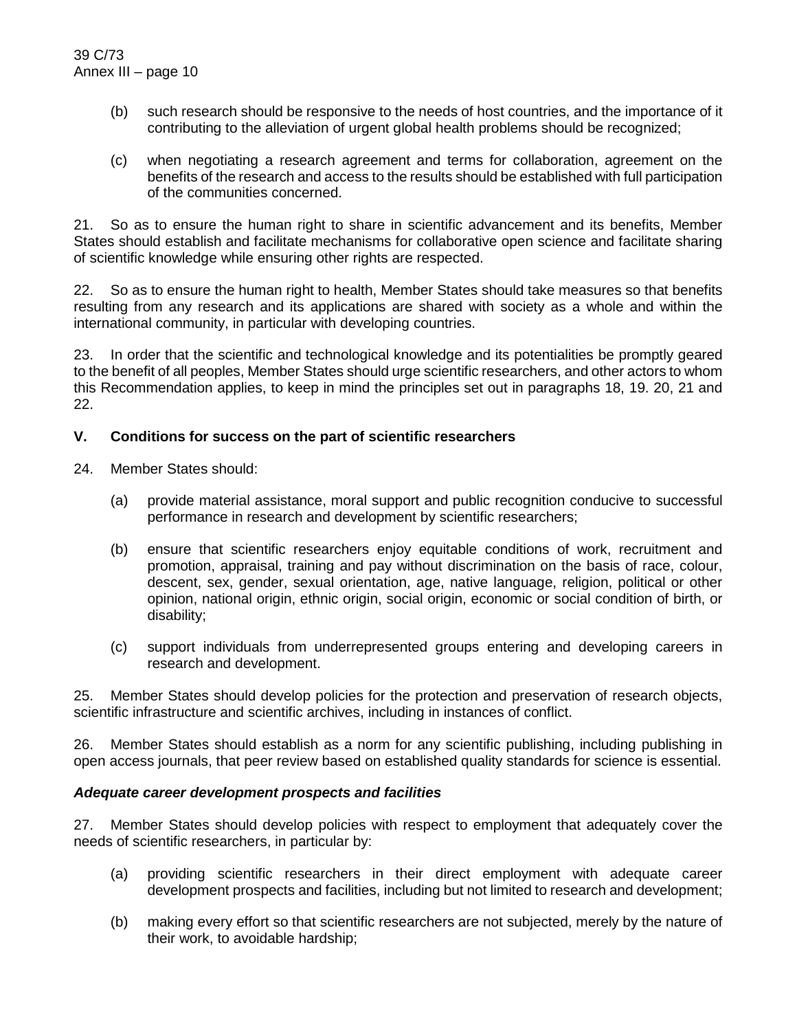(b) such research should be responsive to the needs of host countries, and the importance of it contributing to the alleviation of urgent global health problems should be recognized;

(c) when negotiating a research agreement and terms for collaboration, agreement on the benefits of the research and access to the results should be established with full participation of the communities concerned.

21. So as to ensure the human right to share in scientific advancement and its benefits, Member States should establish and facilitate mechanisms for collaborative open science and facilitate sharing of scientific knowledge while ensuring other rights are respected.

22. So as to ensure the human right to health, Member States should take measures so that benefits resulting from any research and its applications are shared with society as a whole and within the international community, in particular with developing countries.

23. In order that the scientific and technological knowledge and its potentialities be promptly geared to the benefit of all peoples, Member States should urge scientific researchers, and other actors to whom this Recommendation applies, to keep in mind the principles set out in paragraphs 18, 19. 20, 21 and 22.

## V. Conditions for success on the part of scientific researchers

24. Member States should:

(a) provide material assistance, moral support and public recognition conducive to successful performance in research and development by scientific researchers;

(b) ensure that scientific researchers enjoy equitable conditions of work, recruitment and promotion, appraisal, training and pay without discrimination on the basis of race, colour, descent, sex, gender, sexual orientation, age, native language, religion, political or other opinion, national origin, ethnic origin, social origin, economic or social condition of birth, or disability;

(c) support individuals from underrepresented groups entering and developing careers in research and development.

25. Member States should develop policies for the protection and preservation of research objects, scientific infrastructure and scientific archives, including in instances of conflict.

26. Member States should establish as a norm for any scientific publishing, including publishing in open access journals, that peer review based on established quality standards for science is essential.

### *Adequate career development prospects and facilities*

27. Member States should develop policies with respect to employment that adequately cover the needs of scientific researchers, in particular by:

(a) providing scientific researchers in their direct employment with adequate career development prospects and facilities, including but not limited to research and development;

(b) making every effort so that scientific researchers are not subjected, merely by the nature of their work, to avoidable hardship;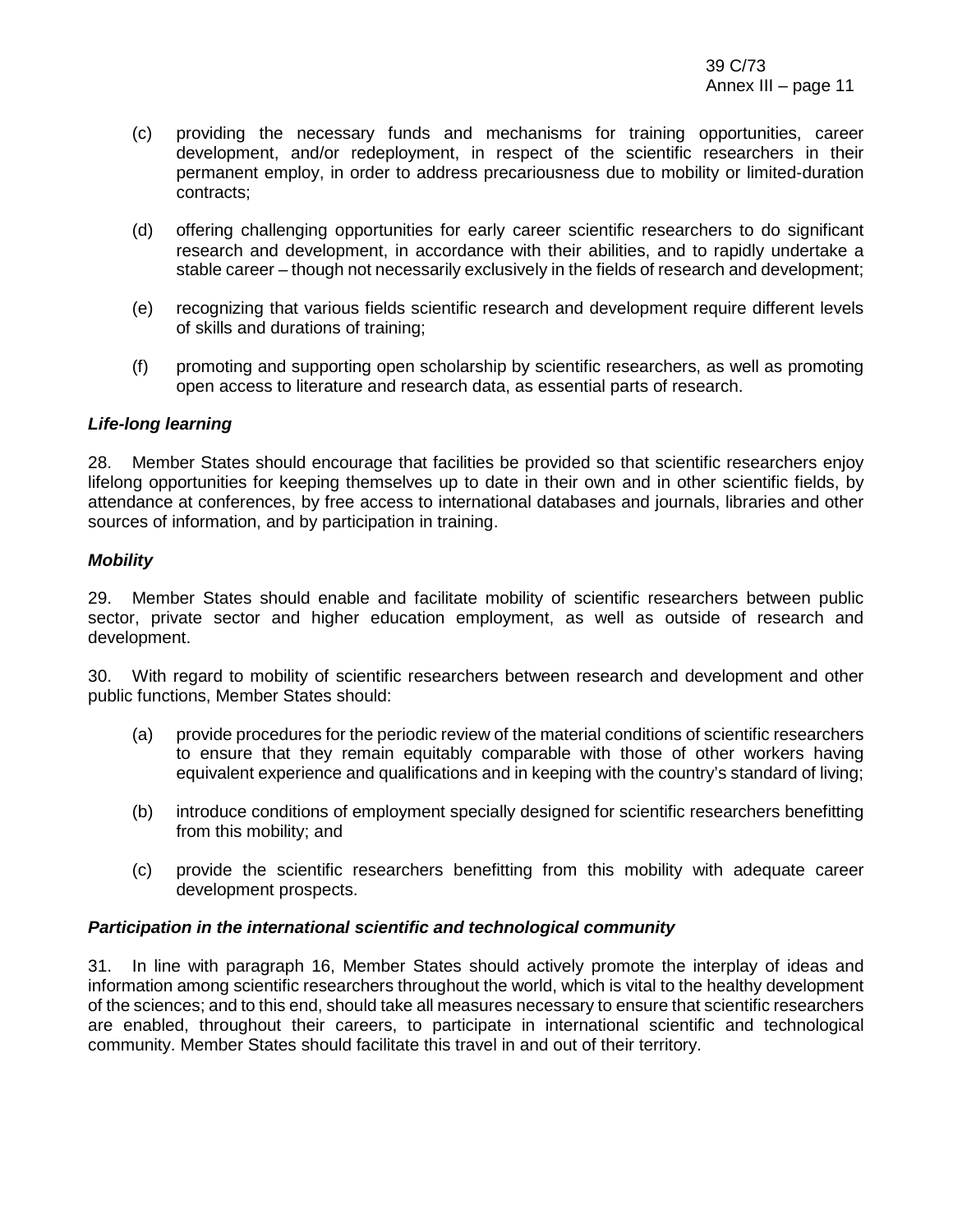(c) providing the necessary funds and mechanisms for training opportunities, career development, and/or redeployment, in respect of the scientific researchers in their permanent employ, in order to address precariousness due to mobility or limited-duration contracts;

(d) offering challenging opportunities for early career scientific researchers to do significant research and development, in accordance with their abilities, and to rapidly undertake a stable career – though not necessarily exclusively in the fields of research and development;

(e) recognizing that various fields scientific research and development require different levels of skills and durations of training;

(f) promoting and supporting open scholarship by scientific researchers, as well as promoting open access to literature and research data, as essential parts of research.

***Life-long learning***

28. Member States should encourage that facilities be provided so that scientific researchers enjoy lifelong opportunities for keeping themselves up to date in their own and in other scientific fields, by attendance at conferences, by free access to international databases and journals, libraries and other sources of information, and by participation in training.

***Mobility***

29. Member States should enable and facilitate mobility of scientific researchers between public sector, private sector and higher education employment, as well as outside of research and development.

30. With regard to mobility of scientific researchers between research and development and other public functions, Member States should:

(a) provide procedures for the periodic review of the material conditions of scientific researchers to ensure that they remain equitably comparable with those of other workers having equivalent experience and qualifications and in keeping with the country's standard of living;

(b) introduce conditions of employment specially designed for scientific researchers benefitting from this mobility; and

(c) provide the scientific researchers benefitting from this mobility with adequate career development prospects.

***Participation in the international scientific and technological community***

31. In line with paragraph 16, Member States should actively promote the interplay of ideas and information among scientific researchers throughout the world, which is vital to the healthy development of the sciences; and to this end, should take all measures necessary to ensure that scientific researchers are enabled, throughout their careers, to participate in international scientific and technological community. Member States should facilitate this travel in and out of their territory.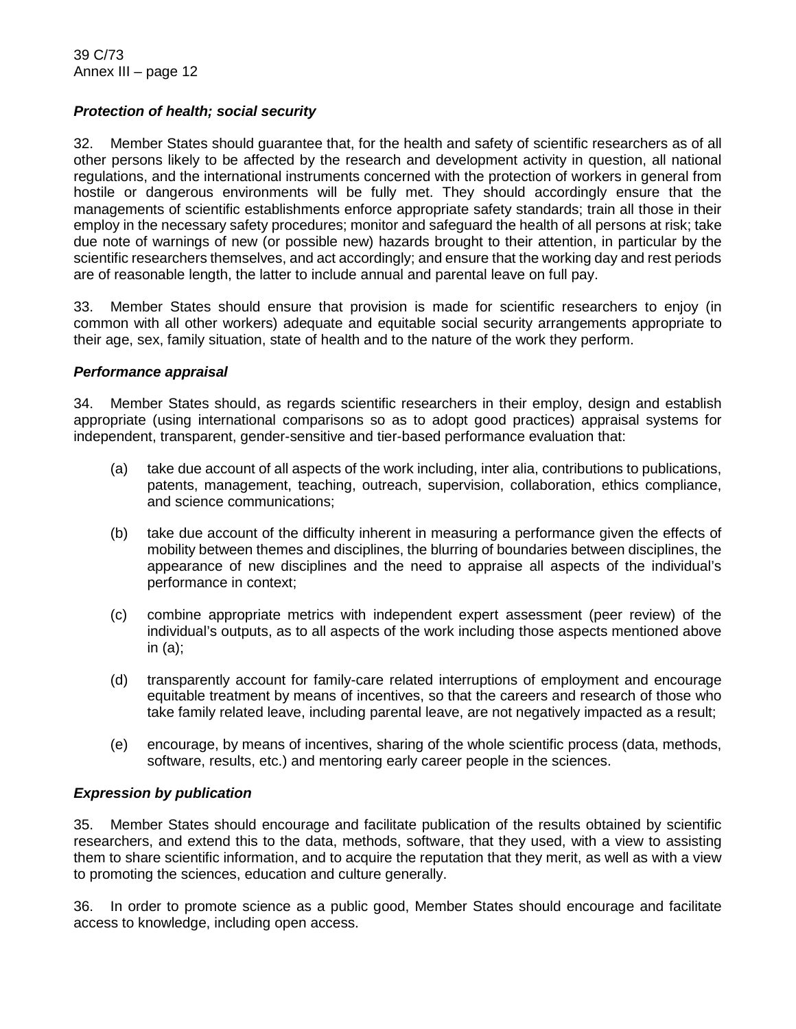***Protection of health; social security***

32. Member States should guarantee that, for the health and safety of scientific researchers as of all other persons likely to be affected by the research and development activity in question, all national regulations, and the international instruments concerned with the protection of workers in general from hostile or dangerous environments will be fully met. They should accordingly ensure that the managements of scientific establishments enforce appropriate safety standards; train all those in their employ in the necessary safety procedures; monitor and safeguard the health of all persons at risk; take due note of warnings of new (or possible new) hazards brought to their attention, in particular by the scientific researchers themselves, and act accordingly; and ensure that the working day and rest periods are of reasonable length, the latter to include annual and parental leave on full pay.

33. Member States should ensure that provision is made for scientific researchers to enjoy (in common with all other workers) adequate and equitable social security arrangements appropriate to their age, sex, family situation, state of health and to the nature of the work they perform.

***Performance appraisal***

34. Member States should, as regards scientific researchers in their employ, design and establish appropriate (using international comparisons so as to adopt good practices) appraisal systems for independent, transparent, gender-sensitive and tier-based performance evaluation that:

(a) take due account of all aspects of the work including, inter alia, contributions to publications, patents, management, teaching, outreach, supervision, collaboration, ethics compliance, and science communications;

(b) take due account of the difficulty inherent in measuring a performance given the effects of mobility between themes and disciplines, the blurring of boundaries between disciplines, the appearance of new disciplines and the need to appraise all aspects of the individual's performance in context;

(c) combine appropriate metrics with independent expert assessment (peer review) of the individual's outputs, as to all aspects of the work including those aspects mentioned above in (a);

(d) transparently account for family-care related interruptions of employment and encourage equitable treatment by means of incentives, so that the careers and research of those who take family related leave, including parental leave, are not negatively impacted as a result;

(e) encourage, by means of incentives, sharing of the whole scientific process (data, methods, software, results, etc.) and mentoring early career people in the sciences.

***Expression by publication***

35. Member States should encourage and facilitate publication of the results obtained by scientific researchers, and extend this to the data, methods, software, that they used, with a view to assisting them to share scientific information, and to acquire the reputation that they merit, as well as with a view to promoting the sciences, education and culture generally.

36. In order to promote science as a public good, Member States should encourage and facilitate access to knowledge, including open access.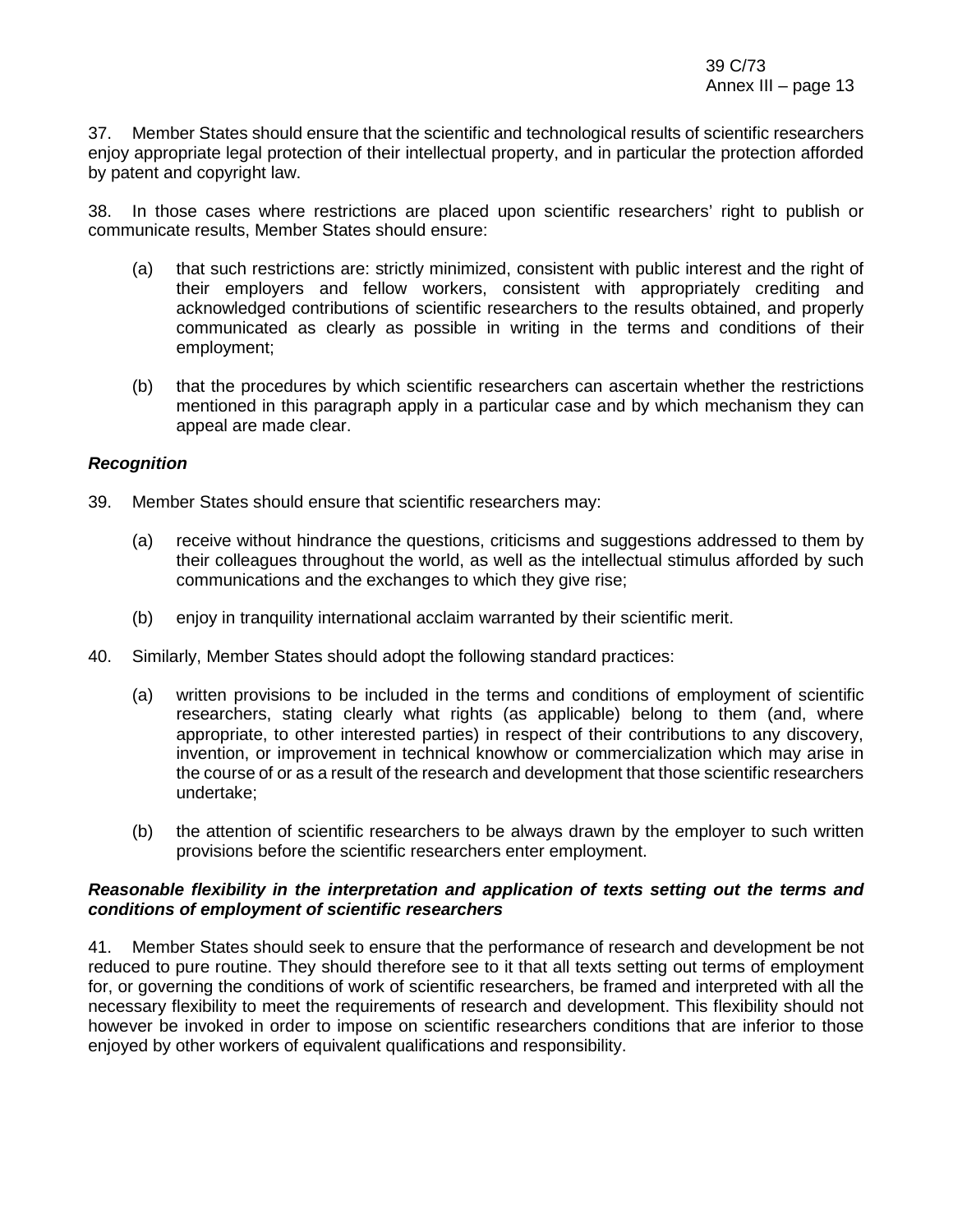37. Member States should ensure that the scientific and technological results of scientific researchers enjoy appropriate legal protection of their intellectual property, and in particular the protection afforded by patent and copyright law.

38. In those cases where restrictions are placed upon scientific researchers' right to publish or communicate results, Member States should ensure:

(a) that such restrictions are: strictly minimized, consistent with public interest and the right of their employers and fellow workers, consistent with appropriately crediting and acknowledged contributions of scientific researchers to the results obtained, and properly communicated as clearly as possible in writing in the terms and conditions of their employment;

(b) that the procedures by which scientific researchers can ascertain whether the restrictions mentioned in this paragraph apply in a particular case and by which mechanism they can appeal are made clear.

### *Recognition*

39. Member States should ensure that scientific researchers may:

(a) receive without hindrance the questions, criticisms and suggestions addressed to them by their colleagues throughout the world, as well as the intellectual stimulus afforded by such communications and the exchanges to which they give rise;

(b) enjoy in tranquility international acclaim warranted by their scientific merit.

40. Similarly, Member States should adopt the following standard practices:

(a) written provisions to be included in the terms and conditions of employment of scientific researchers, stating clearly what rights (as applicable) belong to them (and, where appropriate, to other interested parties) in respect of their contributions to any discovery, invention, or improvement in technical knowhow or commercialization which may arise in the course of or as a result of the research and development that those scientific researchers undertake;

(b) the attention of scientific researchers to be always drawn by the employer to such written provisions before the scientific researchers enter employment.

### *Reasonable flexibility in the interpretation and application of texts setting out the terms and conditions of employment of scientific researchers*

41. Member States should seek to ensure that the performance of research and development be not reduced to pure routine. They should therefore see to it that all texts setting out terms of employment for, or governing the conditions of work of scientific researchers, be framed and interpreted with all the necessary flexibility to meet the requirements of research and development. This flexibility should not however be invoked in order to impose on scientific researchers conditions that are inferior to those enjoyed by other workers of equivalent qualifications and responsibility.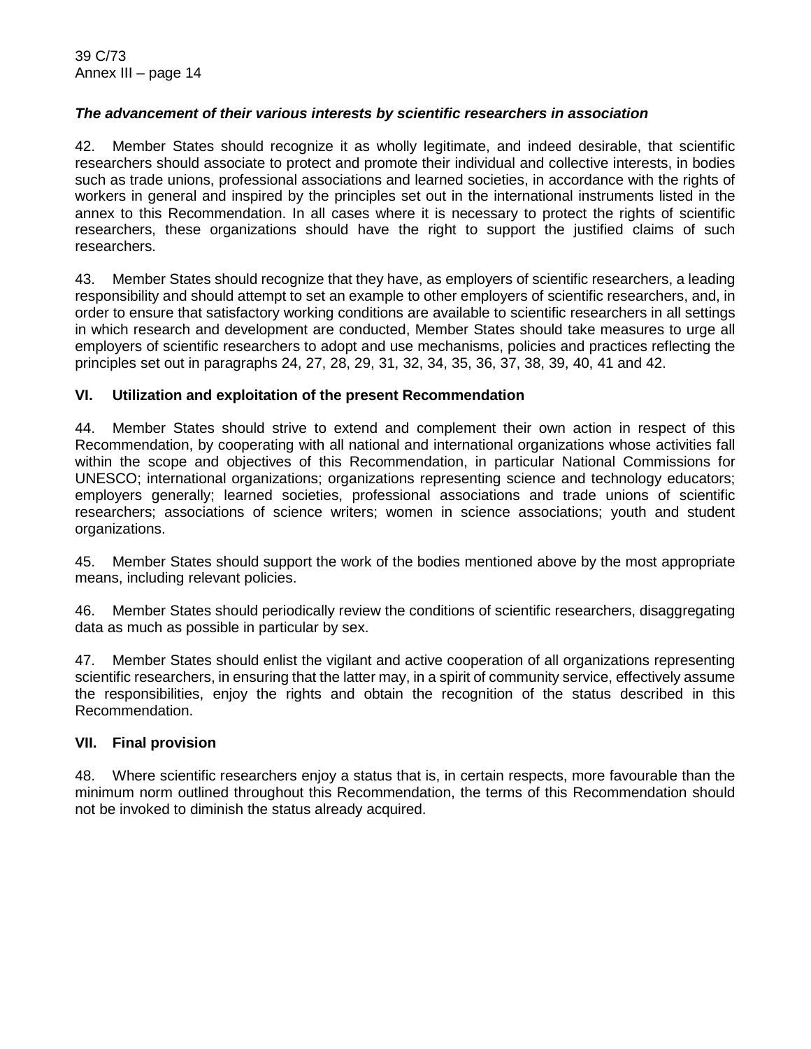***The advancement of their various interests by scientific researchers in association***

42. Member States should recognize it as wholly legitimate, and indeed desirable, that scientific researchers should associate to protect and promote their individual and collective interests, in bodies such as trade unions, professional associations and learned societies, in accordance with the rights of workers in general and inspired by the principles set out in the international instruments listed in the annex to this Recommendation. In all cases where it is necessary to protect the rights of scientific researchers, these organizations should have the right to support the justified claims of such researchers.

43. Member States should recognize that they have, as employers of scientific researchers, a leading responsibility and should attempt to set an example to other employers of scientific researchers, and, in order to ensure that satisfactory working conditions are available to scientific researchers in all settings in which research and development are conducted, Member States should take measures to urge all employers of scientific researchers to adopt and use mechanisms, policies and practices reflecting the principles set out in paragraphs 24, 27, 28, 29, 31, 32, 34, 35, 36, 37, 38, 39, 40, 41 and 42.

## VI. Utilization and exploitation of the present Recommendation

44. Member States should strive to extend and complement their own action in respect of this Recommendation, by cooperating with all national and international organizations whose activities fall within the scope and objectives of this Recommendation, in particular National Commissions for UNESCO; international organizations; organizations representing science and technology educators; employers generally; learned societies, professional associations and trade unions of scientific researchers; associations of science writers; women in science associations; youth and student organizations.

45. Member States should support the work of the bodies mentioned above by the most appropriate means, including relevant policies.

46. Member States should periodically review the conditions of scientific researchers, disaggregating data as much as possible in particular by sex.

47. Member States should enlist the vigilant and active cooperation of all organizations representing scientific researchers, in ensuring that the latter may, in a spirit of community service, effectively assume the responsibilities, enjoy the rights and obtain the recognition of the status described in this Recommendation.

## VII. Final provision

48. Where scientific researchers enjoy a status that is, in certain respects, more favourable than the minimum norm outlined throughout this Recommendation, the terms of this Recommendation should not be invoked to diminish the status already acquired.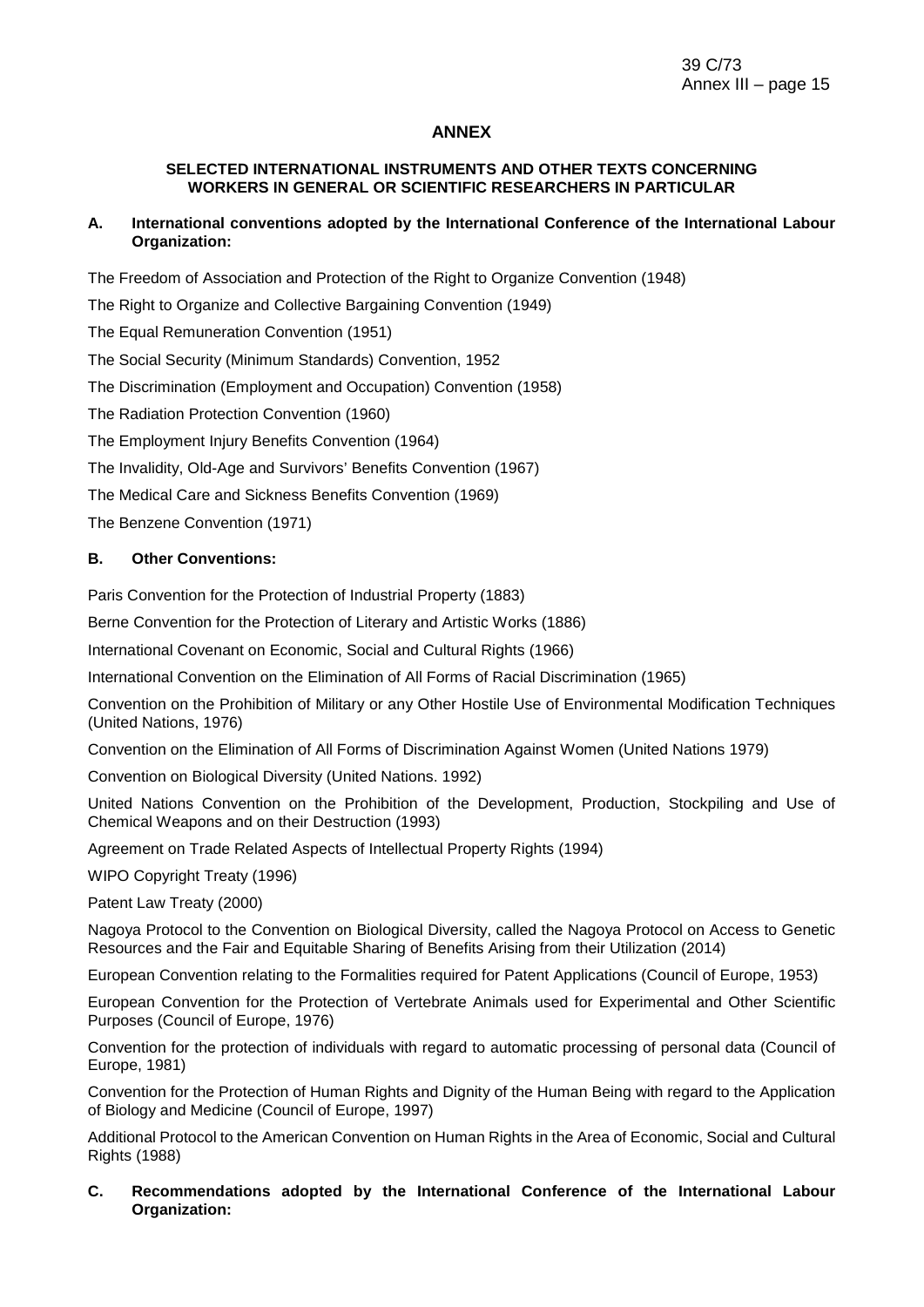## ANNEX

### SELECTED INTERNATIONAL INSTRUMENTS AND OTHER TEXTS CONCERNING WORKERS IN GENERAL OR SCIENTIFIC RESEARCHERS IN PARTICULAR

**A. International conventions adopted by the International Conference of the International Labour Organization:**

The Freedom of Association and Protection of the Right to Organize Convention (1948)

The Right to Organize and Collective Bargaining Convention (1949)

The Equal Remuneration Convention (1951)

The Social Security (Minimum Standards) Convention, 1952

The Discrimination (Employment and Occupation) Convention (1958)

The Radiation Protection Convention (1960)

The Employment Injury Benefits Convention (1964)

The Invalidity, Old-Age and Survivors' Benefits Convention (1967)

The Medical Care and Sickness Benefits Convention (1969)

The Benzene Convention (1971)

**B. Other Conventions:**

Paris Convention for the Protection of Industrial Property (1883)

Berne Convention for the Protection of Literary and Artistic Works (1886)

International Covenant on Economic, Social and Cultural Rights (1966)

International Convention on the Elimination of All Forms of Racial Discrimination (1965)

Convention on the Prohibition of Military or any Other Hostile Use of Environmental Modification Techniques (United Nations, 1976)

Convention on the Elimination of All Forms of Discrimination Against Women (United Nations 1979)

Convention on Biological Diversity (United Nations. 1992)

United Nations Convention on the Prohibition of the Development, Production, Stockpiling and Use of Chemical Weapons and on their Destruction (1993)

Agreement on Trade Related Aspects of Intellectual Property Rights (1994)

WIPO Copyright Treaty (1996)

Patent Law Treaty (2000)

Nagoya Protocol to the Convention on Biological Diversity, called the Nagoya Protocol on Access to Genetic Resources and the Fair and Equitable Sharing of Benefits Arising from their Utilization (2014)

European Convention relating to the Formalities required for Patent Applications (Council of Europe, 1953)

European Convention for the Protection of Vertebrate Animals used for Experimental and Other Scientific Purposes (Council of Europe, 1976)

Convention for the protection of individuals with regard to automatic processing of personal data (Council of Europe, 1981)

Convention for the Protection of Human Rights and Dignity of the Human Being with regard to the Application of Biology and Medicine (Council of Europe, 1997)

Additional Protocol to the American Convention on Human Rights in the Area of Economic, Social and Cultural Rights (1988)

**C. Recommendations adopted by the International Conference of the International Labour Organization:**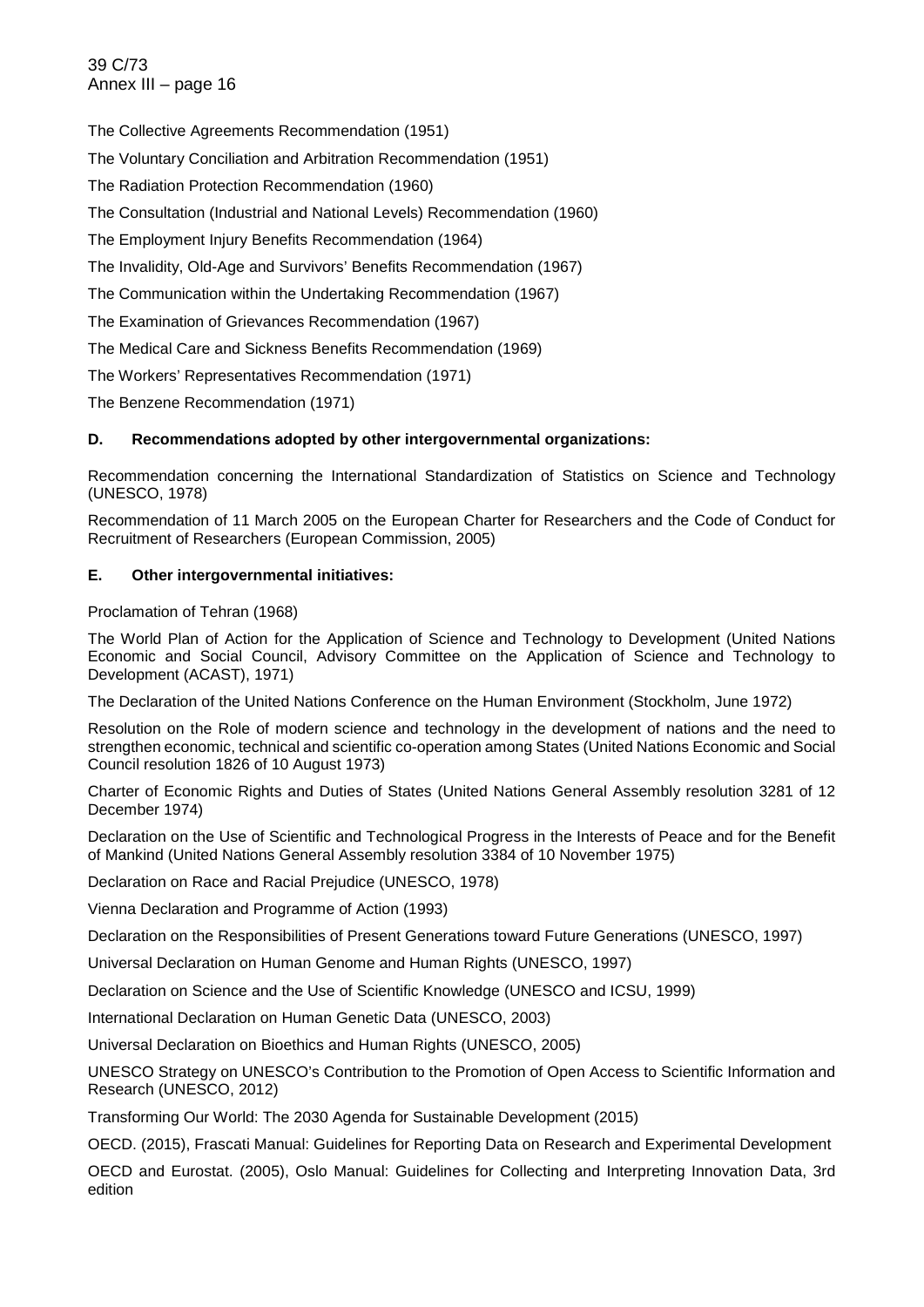The Collective Agreements Recommendation (1951)

The Voluntary Conciliation and Arbitration Recommendation (1951)

The Radiation Protection Recommendation (1960)

The Consultation (Industrial and National Levels) Recommendation (1960)

The Employment Injury Benefits Recommendation (1964)

The Invalidity, Old-Age and Survivors' Benefits Recommendation (1967)

The Communication within the Undertaking Recommendation (1967)

The Examination of Grievances Recommendation (1967)

The Medical Care and Sickness Benefits Recommendation (1969)

The Workers' Representatives Recommendation (1971)

The Benzene Recommendation (1971)

**D. Recommendations adopted by other intergovernmental organizations:**

Recommendation concerning the International Standardization of Statistics on Science and Technology (UNESCO, 1978)

Recommendation of 11 March 2005 on the European Charter for Researchers and the Code of Conduct for Recruitment of Researchers (European Commission, 2005)

**E. Other intergovernmental initiatives:**

Proclamation of Tehran (1968)

The World Plan of Action for the Application of Science and Technology to Development (United Nations Economic and Social Council, Advisory Committee on the Application of Science and Technology to Development (ACAST), 1971)

The Declaration of the United Nations Conference on the Human Environment (Stockholm, June 1972)

Resolution on the Role of modern science and technology in the development of nations and the need to strengthen economic, technical and scientific co-operation among States (United Nations Economic and Social Council resolution 1826 of 10 August 1973)

Charter of Economic Rights and Duties of States (United Nations General Assembly resolution 3281 of 12 December 1974)

Declaration on the Use of Scientific and Technological Progress in the Interests of Peace and for the Benefit of Mankind (United Nations General Assembly resolution 3384 of 10 November 1975)

Declaration on Race and Racial Prejudice (UNESCO, 1978)

Vienna Declaration and Programme of Action (1993)

Declaration on the Responsibilities of Present Generations toward Future Generations (UNESCO, 1997)

Universal Declaration on Human Genome and Human Rights (UNESCO, 1997)

Declaration on Science and the Use of Scientific Knowledge (UNESCO and ICSU, 1999)

International Declaration on Human Genetic Data (UNESCO, 2003)

Universal Declaration on Bioethics and Human Rights (UNESCO, 2005)

UNESCO Strategy on UNESCO's Contribution to the Promotion of Open Access to Scientific Information and Research (UNESCO, 2012)

Transforming Our World: The 2030 Agenda for Sustainable Development (2015)

OECD. (2015), Frascati Manual: Guidelines for Reporting Data on Research and Experimental Development

OECD and Eurostat. (2005), Oslo Manual: Guidelines for Collecting and Interpreting Innovation Data, 3rd edition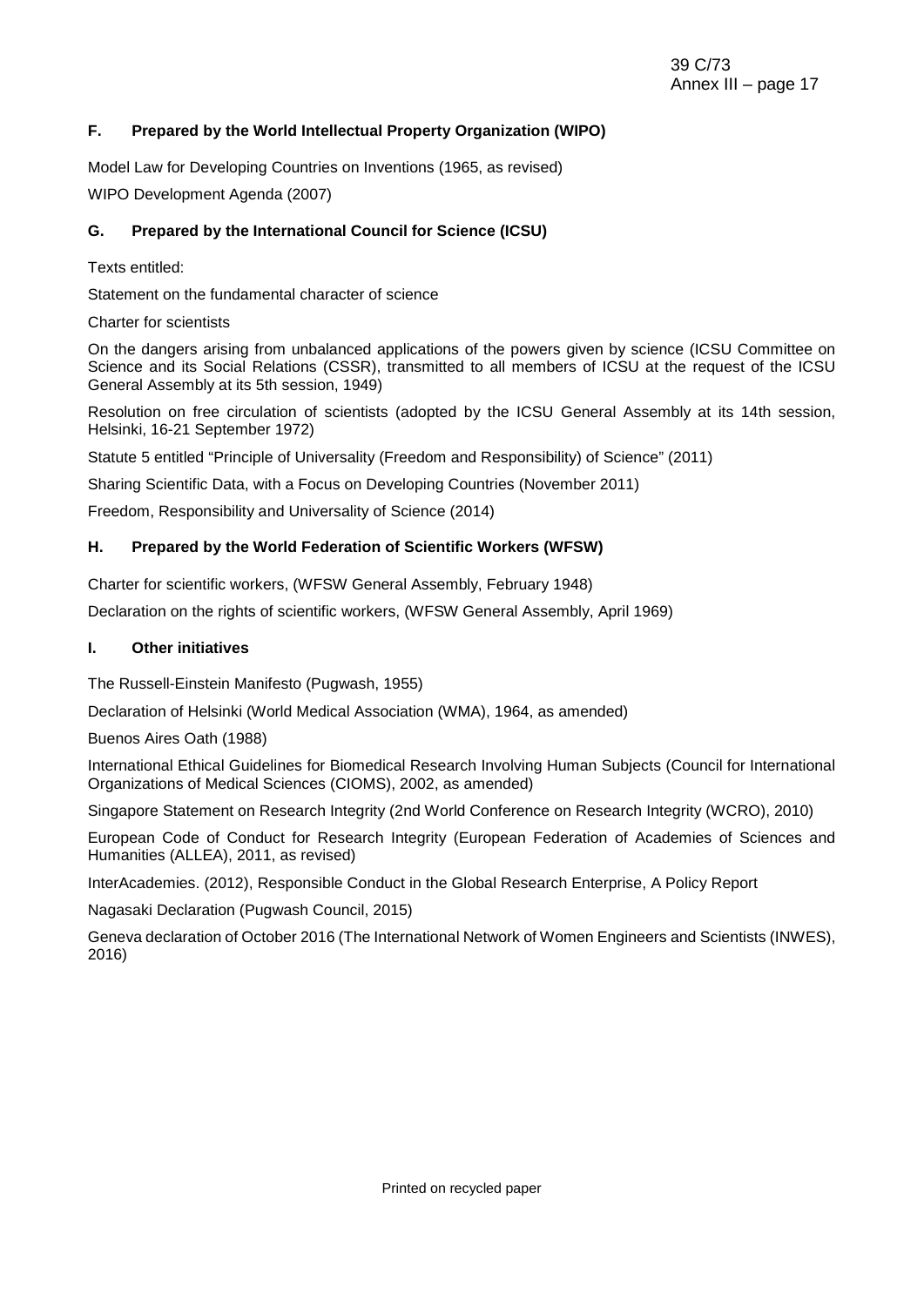### F. Prepared by the World Intellectual Property Organization (WIPO)

Model Law for Developing Countries on Inventions (1965, as revised)

WIPO Development Agenda (2007)

### G. Prepared by the International Council for Science (ICSU)

Texts entitled:

Statement on the fundamental character of science

Charter for scientists

On the dangers arising from unbalanced applications of the powers given by science (ICSU Committee on Science and its Social Relations (CSSR), transmitted to all members of ICSU at the request of the ICSU General Assembly at its 5th session, 1949)

Resolution on free circulation of scientists (adopted by the ICSU General Assembly at its 14th session, Helsinki, 16-21 September 1972)

Statute 5 entitled "Principle of Universality (Freedom and Responsibility) of Science" (2011)

Sharing Scientific Data, with a Focus on Developing Countries (November 2011)

Freedom, Responsibility and Universality of Science (2014)

### H. Prepared by the World Federation of Scientific Workers (WFSW)

Charter for scientific workers, (WFSW General Assembly, February 1948)

Declaration on the rights of scientific workers, (WFSW General Assembly, April 1969)

### I. Other initiatives

The Russell-Einstein Manifesto (Pugwash, 1955)

Declaration of Helsinki (World Medical Association (WMA), 1964, as amended)

Buenos Aires Oath (1988)

International Ethical Guidelines for Biomedical Research Involving Human Subjects (Council for International Organizations of Medical Sciences (CIOMS), 2002, as amended)

Singapore Statement on Research Integrity (2nd World Conference on Research Integrity (WCRO), 2010)

European Code of Conduct for Research Integrity (European Federation of Academies of Sciences and Humanities (ALLEA), 2011, as revised)

InterAcademies. (2012), Responsible Conduct in the Global Research Enterprise, A Policy Report

Nagasaki Declaration (Pugwash Council, 2015)

Geneva declaration of October 2016 (The International Network of Women Engineers and Scientists (INWES), 2016)